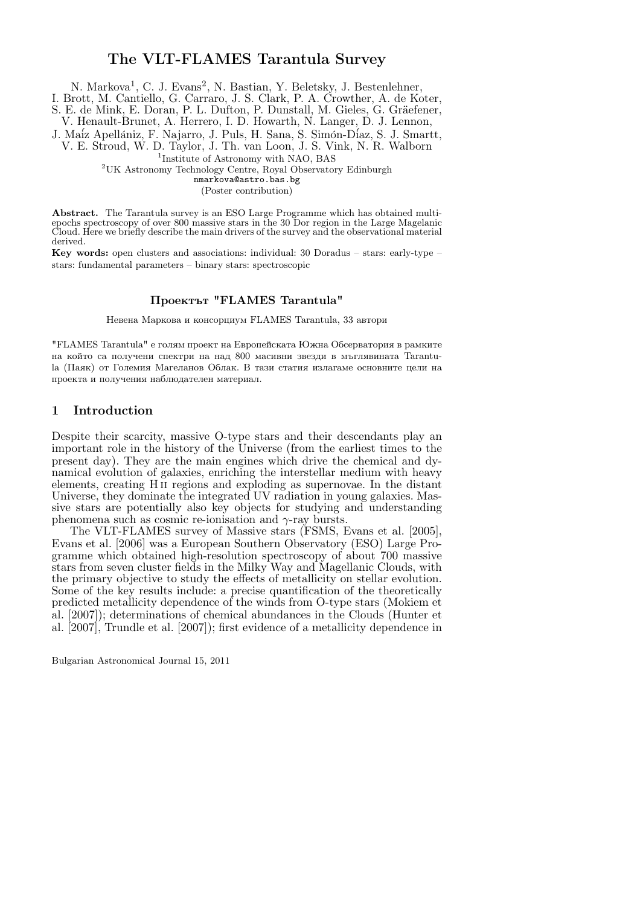# The VLT-FLAMES Tarantula Survey

N. Markova[1], C. J. Evans[2], N. Bastian, Y. Beletsky, J. Bestenlehner, I. Brott, M. Cantiello, G. Carraro, J. S. Clark, P. A. Crowther, A. de Koter, S. E. de Mink, E. Doran, P. L. Dufton, P. Dunstall, M. Gieles, G. Gräefener, V. Henault-Brunet, A. Herrero, I. D. Howarth, N. Langer, D. J. Lennon, J. Maíz Apellániz, F. Najarro, J. Puls, H. Sana, S. Simón-Díaz, S. J. Smartt, V. E. Stroud, W. D. Taylor, J. Th. van Loon, J. S. Vink, N. R. Walborn

[1]Institute of Astronomy with NAO, BAS

[2]UK Astronomy Technology Centre, Royal Observatory Edinburgh

nmarkova@astro.bas.bg

(Poster contribution)

**Abstract.** The Tarantula survey is an ESO Large Programme which has obtained multi-epochs spectroscopy of over 800 massive stars in the 30 Dor region in the Large Magelanic Cloud. Here we briefly describe the main drivers of the survey and the observational material derived.

**Key words:** open clusters and associations: individual: 30 Doradus – stars: early-type – stars: fundamental parameters – binary stars: spectroscopic

**Проектът "FLAMES Tarantula"**

Невена Маркова и консорциум FLAMES Tarantula, 33 автори

"FLAMES Tarantula" е голям проект на Европейската Южна Обсерватория в рамките на който са получени спектри на над 800 масивни звезди в мъглявината Tarantula (Паяк) от Големия Магеланов Облак. В тази статия излагаме основните цели на проекта и получения наблюдателен материал.

## 1 Introduction

Despite their scarcity, massive O-type stars and their descendants play an important role in the history of the Universe (from the earliest times to the present day). They are the main engines which drive the chemical and dynamical evolution of galaxies, enriching the interstellar medium with heavy elements, creating H II regions and exploding as supernovae. In the distant Universe, they dominate the integrated UV radiation in young galaxies. Massive stars are potentially also key objects for studying and understanding phenomena such as cosmic re-ionisation and $\gamma$-ray bursts.

The VLT-FLAMES survey of Massive stars (FSMS, Evans et al. [2005], Evans et al. [2006] was a European Southern Observatory (ESO) Large Programme which obtained high-resolution spectroscopy of about 700 massive stars from seven cluster fields in the Milky Way and Magellanic Clouds, with the primary objective to study the effects of metallicity on stellar evolution. Some of the key results include: a precise quantification of the theoretically predicted metallicity dependence of the winds from O-type stars (Mokiem et al. [2007]); determinations of chemical abundances in the Clouds (Hunter et al. [2007], Trundle et al. [2007]); first evidence of a metallicity dependence in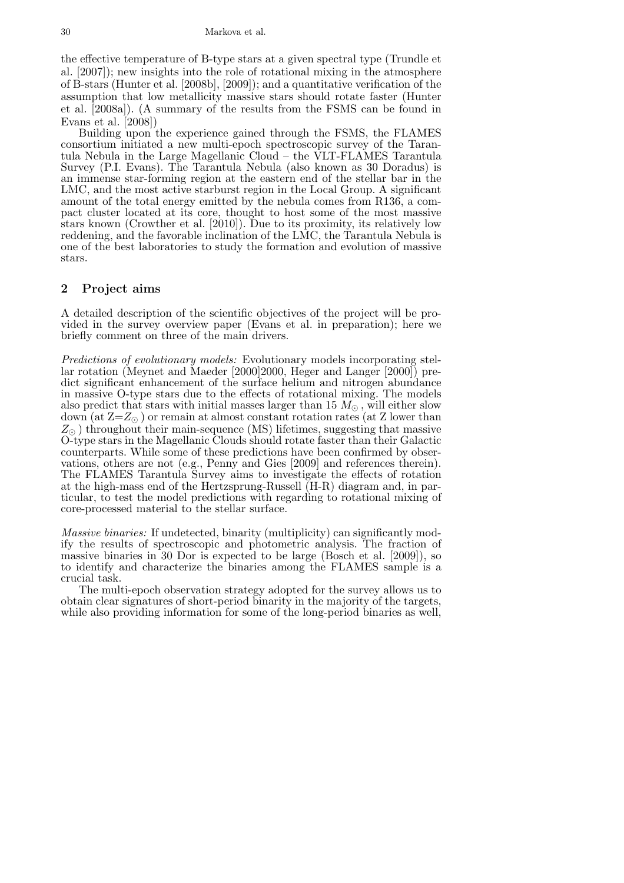the effective temperature of B-type stars at a given spectral type (Trundle et al. [2007]); new insights into the role of rotational mixing in the atmosphere of B-stars (Hunter et al. [2008b], [2009]); and a quantitative verification of the assumption that low metallicity massive stars should rotate faster (Hunter et al. [2008a]). (A summary of the results from the FSMS can be found in Evans et al. [2008])

Building upon the experience gained through the FSMS, the FLAMES consortium initiated a new multi-epoch spectroscopic survey of the Tarantula Nebula in the Large Magellanic Cloud – the VLT-FLAMES Tarantula Survey (P.I. Evans). The Tarantula Nebula (also known as 30 Doradus) is an immense star-forming region at the eastern end of the stellar bar in the LMC, and the most active starburst region in the Local Group. A significant amount of the total energy emitted by the nebula comes from R136, a compact cluster located at its core, thought to host some of the most massive stars known (Crowther et al. [2010]). Due to its proximity, its relatively low reddening, and the favorable inclination of the LMC, the Tarantula Nebula is one of the best laboratories to study the formation and evolution of massive stars.

## 2 Project aims

A detailed description of the scientific objectives of the project will be provided in the survey overview paper (Evans et al. in preparation); here we briefly comment on three of the main drivers.

*Predictions of evolutionary models:* Evolutionary models incorporating stellar rotation (Meynet and Maeder [2000]2000, Heger and Langer [2000]) predict significant enhancement of the surface helium and nitrogen abundance in massive O-type stars due to the effects of rotational mixing. The models also predict that stars with initial masses larger than 15 $M_{\odot}$, will either slow down (at $Z=Z_{\odot}$) or remain at almost constant rotation rates (at Z lower than $Z_{\odot}$) throughout their main-sequence (MS) lifetimes, suggesting that massive O-type stars in the Magellanic Clouds should rotate faster than their Galactic counterparts. While some of these predictions have been confirmed by observations, others are not (e.g., Penny and Gies [2009] and references therein). The FLAMES Tarantula Survey aims to investigate the effects of rotation at the high-mass end of the Hertzsprung-Russell (H-R) diagram and, in particular, to test the model predictions with regarding to rotational mixing of core-processed material to the stellar surface.

*Massive binaries:* If undetected, binarity (multiplicity) can significantly modify the results of spectroscopic and photometric analysis. The fraction of massive binaries in 30 Dor is expected to be large (Bosch et al. [2009]), so to identify and characterize the binaries among the FLAMES sample is a crucial task.

The multi-epoch observation strategy adopted for the survey allows us to obtain clear signatures of short-period binarity in the majority of the targets, while also providing information for some of the long-period binaries as well,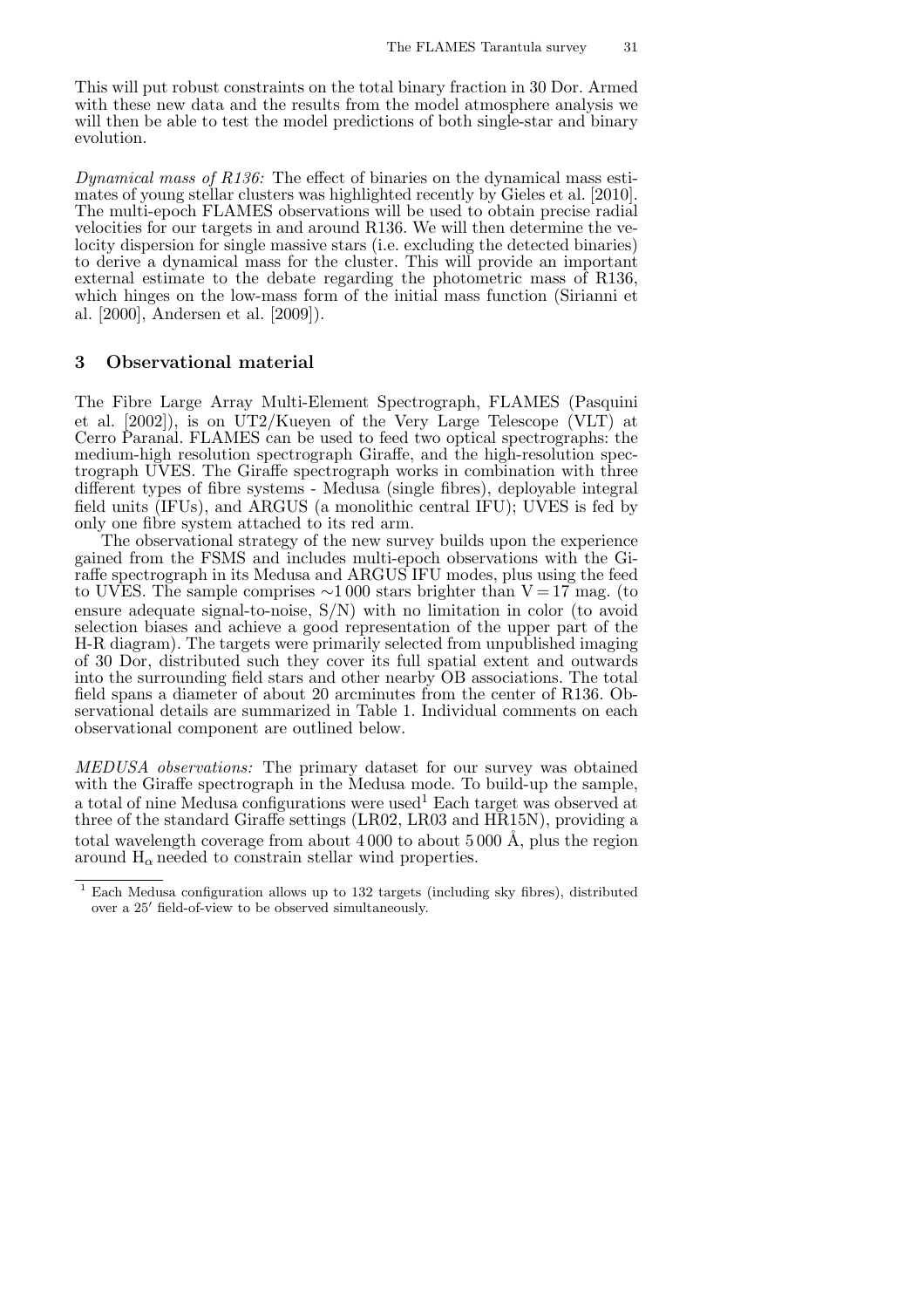This will put robust constraints on the total binary fraction in 30 Dor. Armed with these new data and the results from the model atmosphere analysis we will then be able to test the model predictions of both single-star and binary evolution.

*Dynamical mass of R136:* The effect of binaries on the dynamical mass estimates of young stellar clusters was highlighted recently by Gieles et al. [2010]. The multi-epoch FLAMES observations will be used to obtain precise radial velocities for our targets in and around R136. We will then determine the velocity dispersion for single massive stars (i.e. excluding the detected binaries) to derive a dynamical mass for the cluster. This will provide an important external estimate to the debate regarding the photometric mass of R136, which hinges on the low-mass form of the initial mass function (Sirianni et al. [2000], Andersen et al. [2009]).

## 3 Observational material

The Fibre Large Array Multi-Element Spectrograph, FLAMES (Pasquini et al. [2002]), is on UT2/Kueyen of the Very Large Telescope (VLT) at Cerro Paranal. FLAMES can be used to feed two optical spectrographs: the medium-high resolution spectrograph Giraffe, and the high-resolution spectrograph UVES. The Giraffe spectrograph works in combination with three different types of fibre systems - Medusa (single fibres), deployable integral field units (IFUs), and ARGUS (a monolithic central IFU); UVES is fed by only one fibre system attached to its red arm.

The observational strategy of the new survey builds upon the experience gained from the FSMS and includes multi-epoch observations with the Giraffe spectrograph in its Medusa and ARGUS IFU modes, plus using the feed to UVES. The sample comprises ∼1 000 stars brighter than V = 17 mag. (to ensure adequate signal-to-noise, S/N) with no limitation in color (to avoid selection biases and achieve a good representation of the upper part of the H-R diagram). The targets were primarily selected from unpublished imaging of 30 Dor, distributed such they cover its full spatial extent and outwards into the surrounding field stars and other nearby OB associations. The total field spans a diameter of about 20 arcminutes from the center of R136. Observational details are summarized in Table 1. Individual comments on each observational component are outlined below.

*MEDUSA observations:* The primary dataset for our survey was obtained with the Giraffe spectrograph in the Medusa mode. To build-up the sample, a total of nine Medusa configurations were used[1] Each target was observed at three of the standard Giraffe settings (LR02, LR03 and HR15N), providing a total wavelength coverage from about 4 000 to about 5 000 Å, plus the region around $H_\alpha$ needed to constrain stellar wind properties.

[1] Each Medusa configuration allows up to 132 targets (including sky fibres), distributed over a 25′ field-of-view to be observed simultaneously.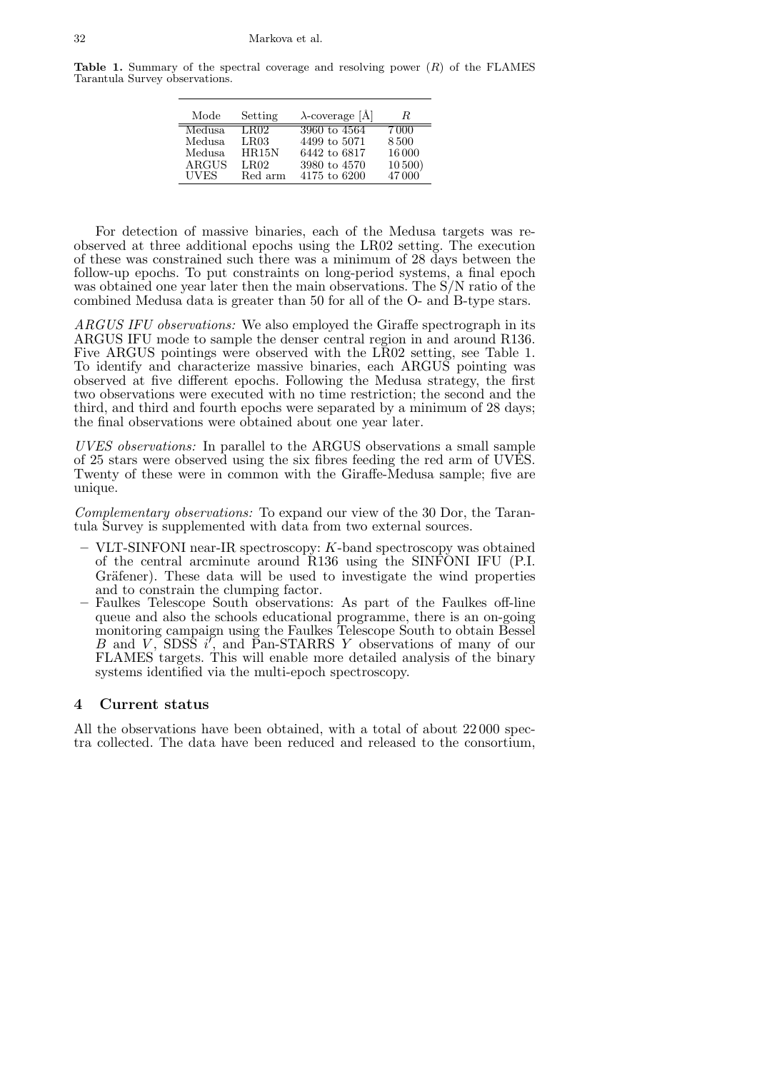**Table 1.** Summary of the spectral coverage and resolving power ($R$) of the FLAMES Tarantula Survey observations.

| Mode | Setting | $\lambda$-coverage [Å] | $R$ |
|---|---|---|---|
| Medusa | LR02 | 3960 to 4564 | 7 000 |
| Medusa | LR03 | 4499 to 5071 | 8 500 |
| Medusa | HR15N | 6442 to 6817 | 16 000 |
| ARGUS | LR02 | 3980 to 4570 | 10 500) |
| UVES | Red arm | 4175 to 6200 | 47 000 |

For detection of massive binaries, each of the Medusa targets was re-observed at three additional epochs using the LR02 setting. The execution of these was constrained such there was a minimum of 28 days between the follow-up epochs. To put constraints on long-period systems, a final epoch was obtained one year later then the main observations. The S/N ratio of the combined Medusa data is greater than 50 for all of the O- and B-type stars.

*ARGUS IFU observations:* We also employed the Giraffe spectrograph in its ARGUS IFU mode to sample the denser central region in and around R136. Five ARGUS pointings were observed with the LR02 setting, see Table 1. To identify and characterize massive binaries, each ARGUS pointing was observed at five different epochs. Following the Medusa strategy, the first two observations were executed with no time restriction; the second and the third, and third and fourth epochs were separated by a minimum of 28 days; the final observations were obtained about one year later.

*UVES observations:* In parallel to the ARGUS observations a small sample of 25 stars were observed using the six fibres feeding the red arm of UVES. Twenty of these were in common with the Giraffe-Medusa sample; five are unique.

*Complementary observations:* To expand our view of the 30 Dor, the Tarantula Survey is supplemented with data from two external sources.

- VLT-SINFONI near-IR spectroscopy: $K$-band spectroscopy was obtained of the central arcminute around R136 using the SINFONI IFU (P.I. Gräfener). These data will be used to investigate the wind properties and to constrain the clumping factor.
- Faulkes Telescope South observations: As part of the Faulkes off-line queue and also the schools educational programme, there is an on-going monitoring campaign using the Faulkes Telescope South to obtain Bessel $B$ and $V$, SDSS $i'$, and Pan-STARRS $Y$ observations of many of our FLAMES targets. This will enable more detailed analysis of the binary systems identified via the multi-epoch spectroscopy.

## 4 Current status

All the observations have been obtained, with a total of about 22 000 spectra collected. The data have been reduced and released to the consortium,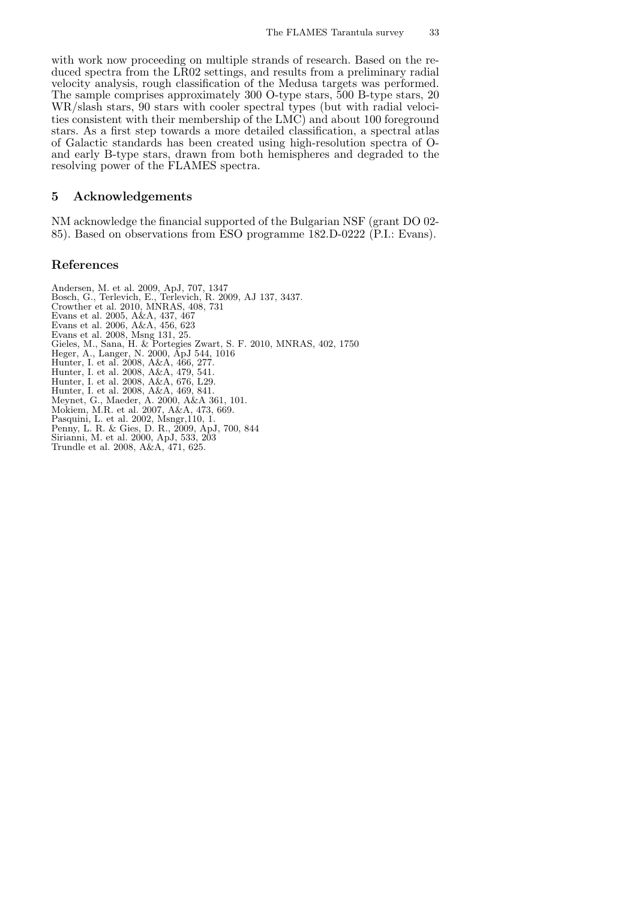with work now proceeding on multiple strands of research. Based on the reduced spectra from the LR02 settings, and results from a preliminary radial velocity analysis, rough classification of the Medusa targets was performed. The sample comprises approximately 300 O-type stars, 500 B-type stars, 20 WR/slash stars, 90 stars with cooler spectral types (but with radial velocities consistent with their membership of the LMC) and about 100 foreground stars. As a first step towards a more detailed classification, a spectral atlas of Galactic standards has been created using high-resolution spectra of O- and early B-type stars, drawn from both hemispheres and degraded to the resolving power of the FLAMES spectra.

## 5 Acknowledgements

NM acknowledge the financial supported of the Bulgarian NSF (grant DO 02-85). Based on observations from ESO programme 182.D-0222 (P.I.: Evans).

## References

Andersen, M. et al. 2009, ApJ, 707, 1347
Bosch, G., Terlevich, E., Terlevich, R. 2009, AJ 137, 3437.
Crowther et al. 2010, MNRAS, 408, 731
Evans et al. 2005, A&A, 437, 467
Evans et al. 2006, A&A, 456, 623
Evans et al. 2008, Msng 131, 25.
Gieles, M., Sana, H. & Portegies Zwart, S. F. 2010, MNRAS, 402, 1750
Heger, A., Langer, N. 2000, ApJ 544, 1016
Hunter, I. et al. 2008, A&A, 466, 277.
Hunter, I. et al. 2008, A&A, 479, 541.
Hunter, I. et al. 2008, A&A, 676, L29.
Hunter, I. et al. 2008, A&A, 469, 841.
Meynet, G., Maeder, A. 2000, A&A 361, 101.
Mokiem, M.R. et al. 2007, A&A, 473, 669.
Pasquini, L. et al. 2002, Msngr,110, 1.
Penny, L. R. & Gies, D. R., 2009, ApJ, 700, 844
Sirianni, M. et al. 2000, ApJ, 533, 203
Trundle et al. 2008, A&A, 471, 625.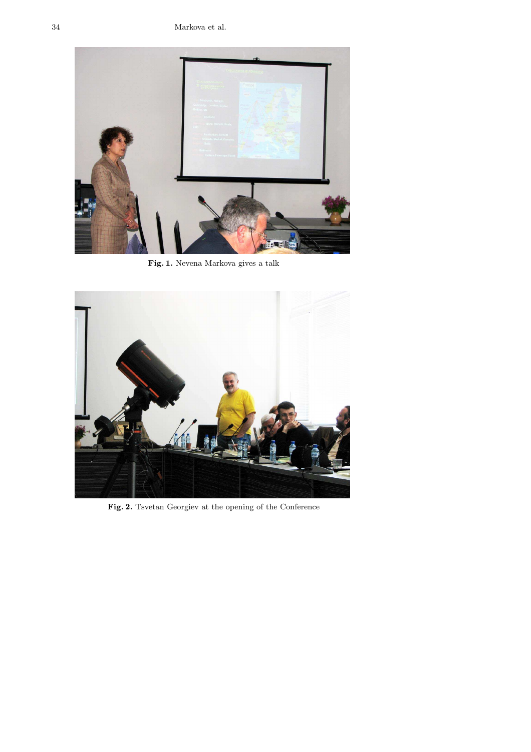**Fig. 1.** Nevena Markova gives a talk

**Fig. 2.** Tsvetan Georgiev at the opening of the Conference